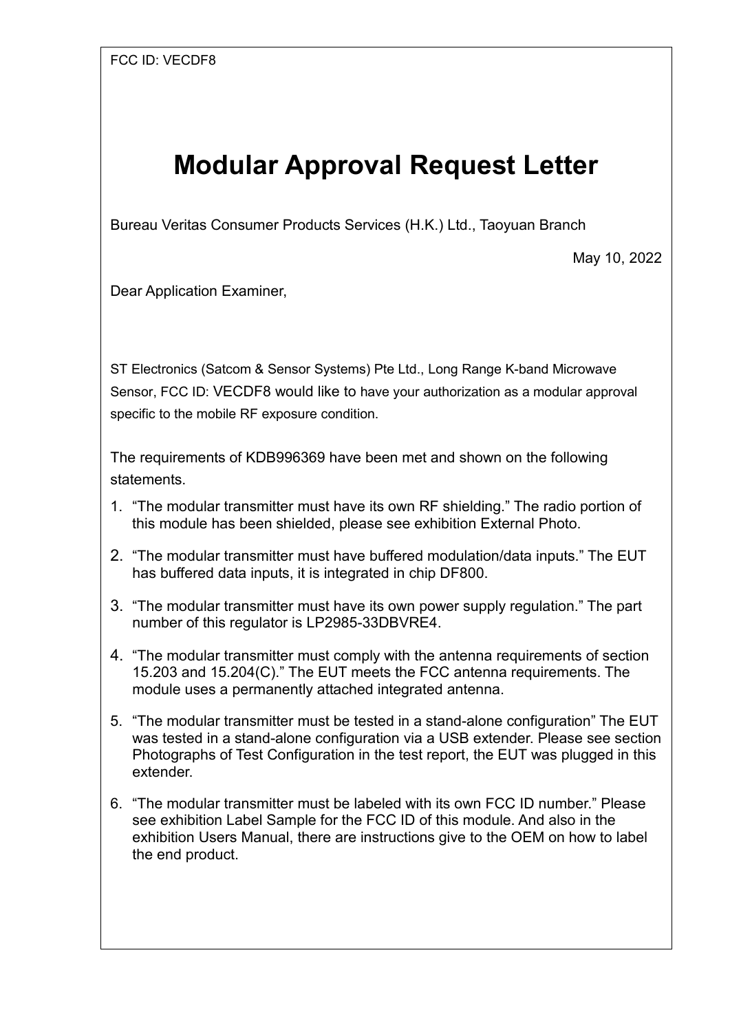FCC ID: VECDF8

# Modular Approval Request Letter

Bureau Veritas Consumer Products Services (H.K.) Ltd., Taoyuan Branch

May 10, 2022

Dear Application Examiner,

ST Electronics (Satcom & Sensor Systems) Pte Ltd., Long Range K-band Microwave Sensor, FCC ID: VECDF8 would like to have your authorization as a modular approval specific to the mobile RF exposure condition.

The requirements of KDB996369 have been met and shown on the following statements.

1. "The modular transmitter must have its own RF shielding." The radio portion of this module has been shielded, please see exhibition External Photo.
2. "The modular transmitter must have buffered modulation/data inputs." The EUT has buffered data inputs, it is integrated in chip DF800.
3. "The modular transmitter must have its own power supply regulation." The part number of this regulator is LP2985-33DBVRE4.
4. "The modular transmitter must comply with the antenna requirements of section 15.203 and 15.204(C)." The EUT meets the FCC antenna requirements. The module uses a permanently attached integrated antenna.
5. "The modular transmitter must be tested in a stand-alone configuration" The EUT was tested in a stand-alone configuration via a USB extender. Please see section Photographs of Test Configuration in the test report, the EUT was plugged in this extender.
6. "The modular transmitter must be labeled with its own FCC ID number." Please see exhibition Label Sample for the FCC ID of this module. And also in the exhibition Users Manual, there are instructions give to the OEM on how to label the end product.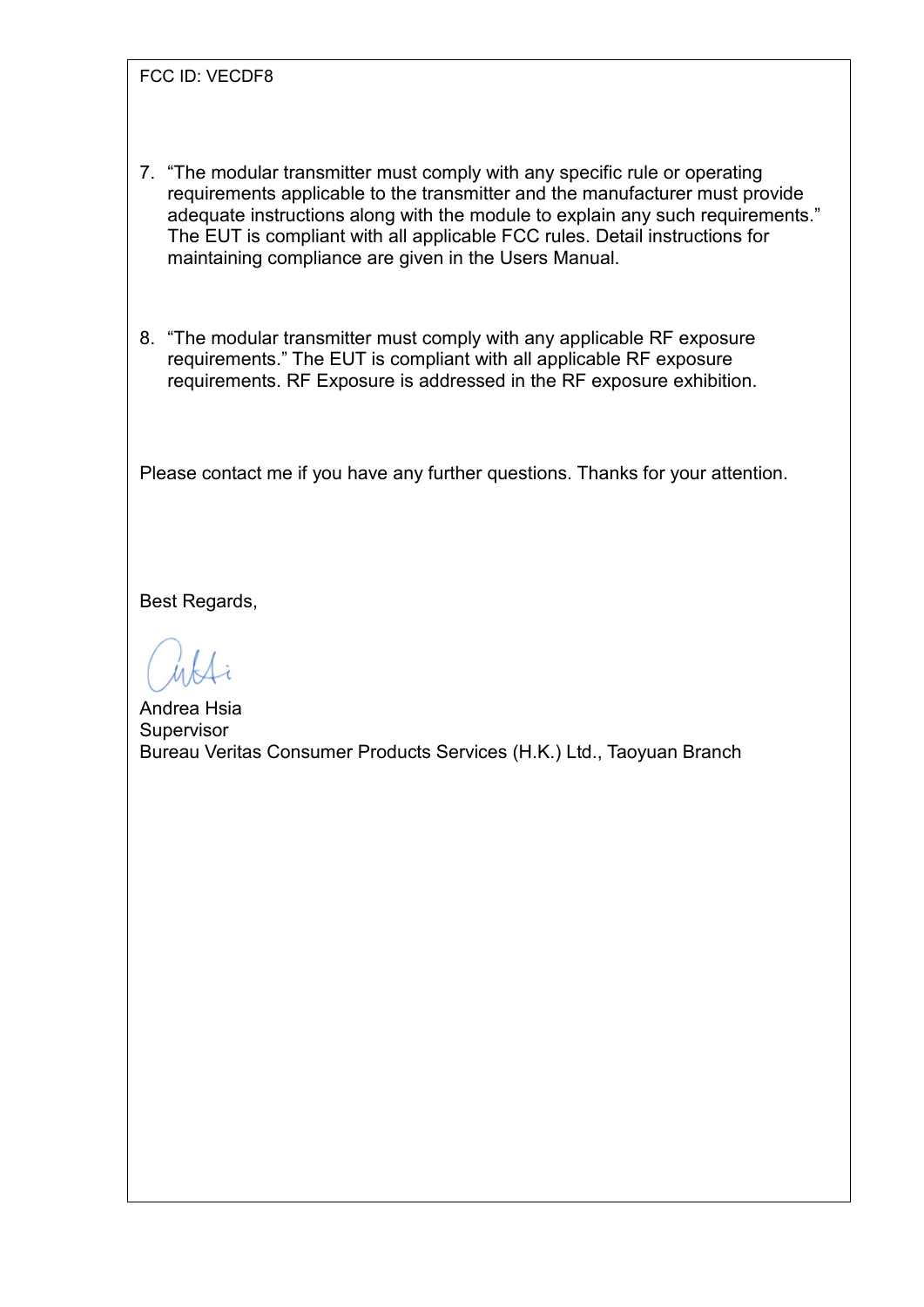FCC ID: VECDF8

7. "The modular transmitter must comply with any specific rule or operating requirements applicable to the transmitter and the manufacturer must provide adequate instructions along with the module to explain any such requirements." The EUT is compliant with all applicable FCC rules. Detail instructions for maintaining compliance are given in the Users Manual.

8. "The modular transmitter must comply with any applicable RF exposure requirements." The EUT is compliant with all applicable RF exposure requirements. RF Exposure is addressed in the RF exposure exhibition.

Please contact me if you have any further questions. Thanks for your attention.

Best Regards,

Andrea Hsia
Supervisor
Bureau Veritas Consumer Products Services (H.K.) Ltd., Taoyuan Branch